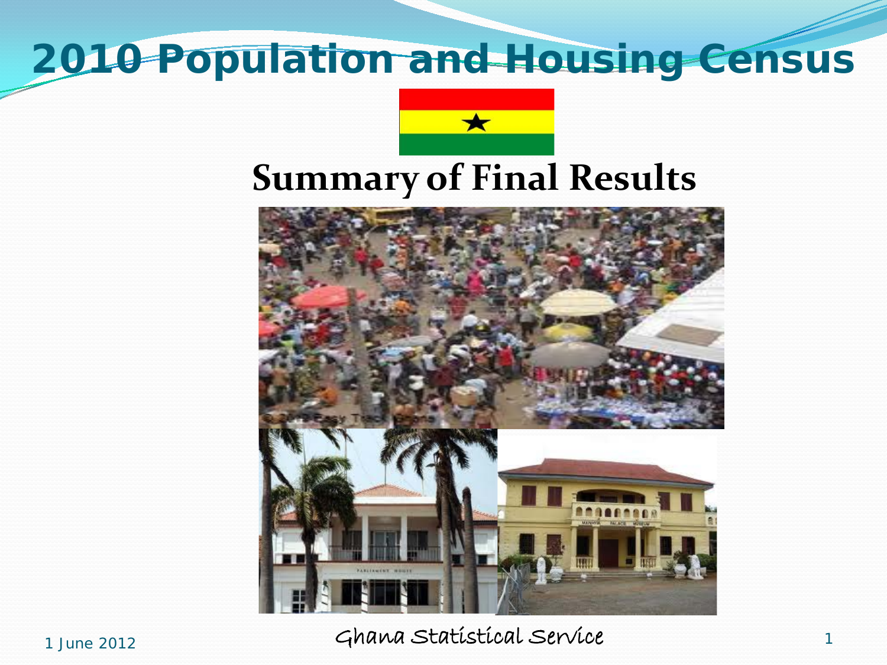# 2010 Population and Housing Census

## Summary of Final Results

1 June 2012

Ghana Statistical Service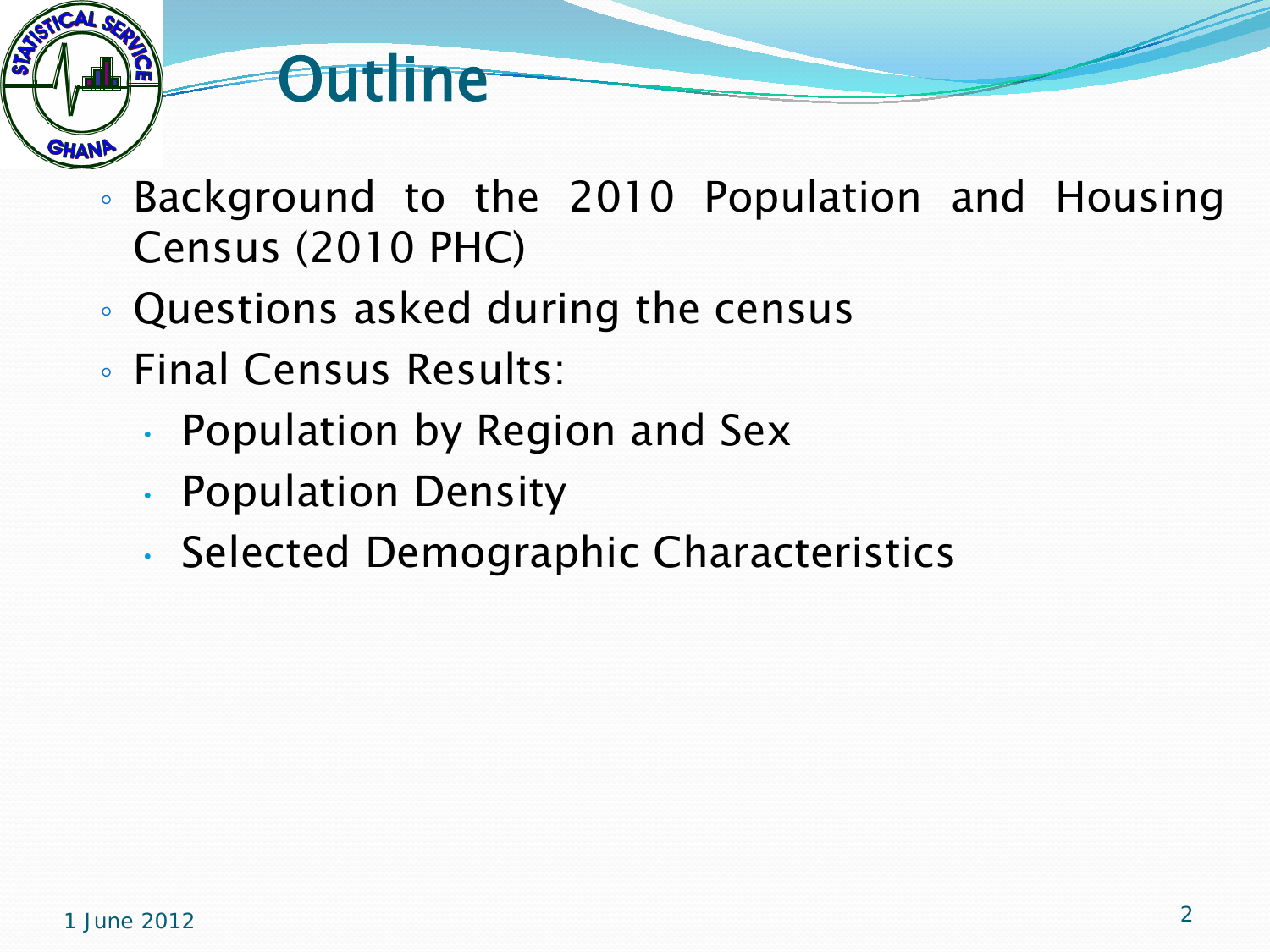# Outline

- Background to the 2010 Population and Housing Census (2010 PHC)
- Questions asked during the census
- Final Census Results:
  - Population by Region and Sex
  - Population Density
  - Selected Demographic Characteristics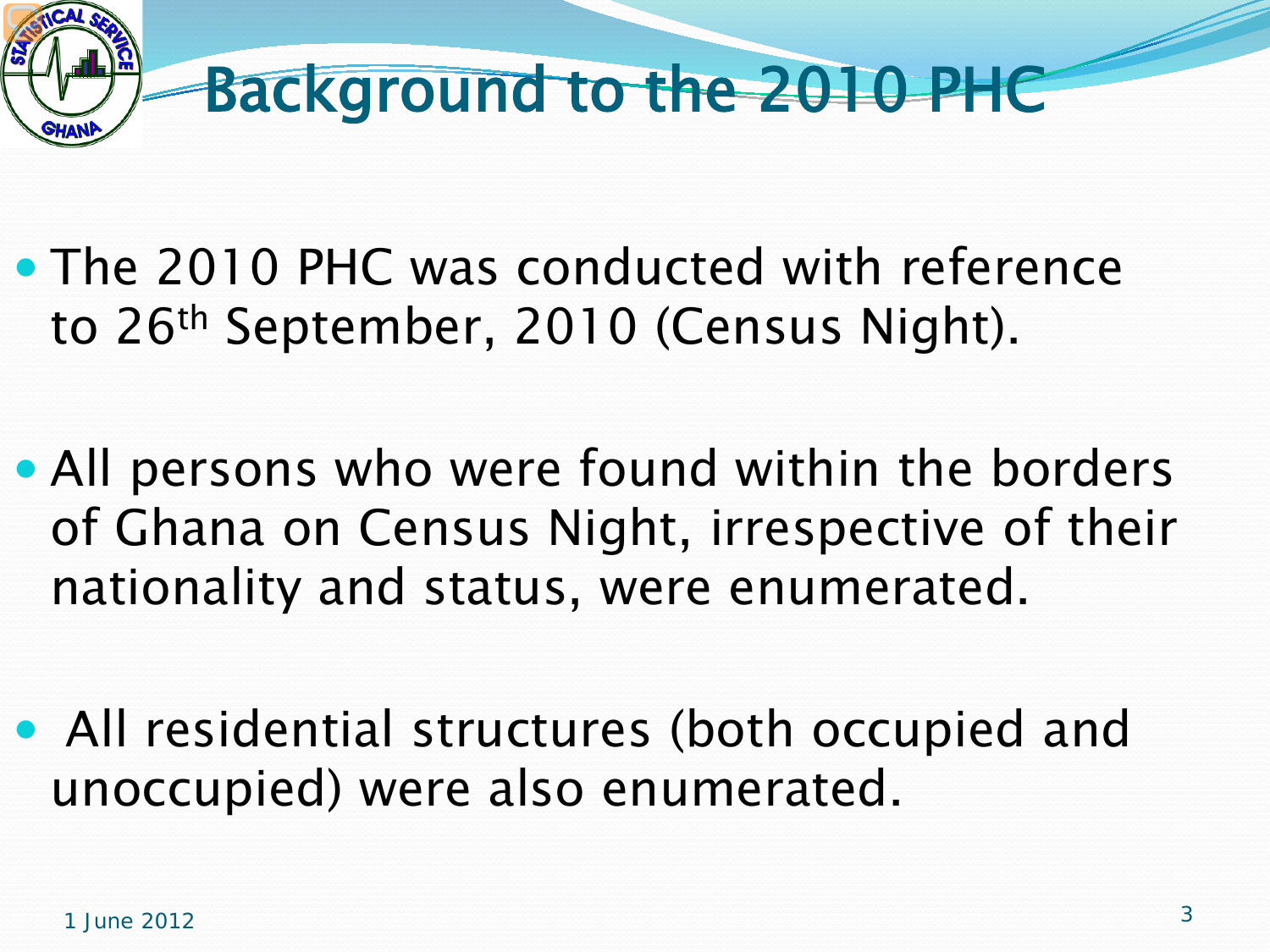# Background to the 2010 PHC

- The 2010 PHC was conducted with reference to 26th September, 2010 (Census Night).
- All persons who were found within the borders of Ghana on Census Night, irrespective of their nationality and status, were enumerated.
- All residential structures (both occupied and unoccupied) were also enumerated.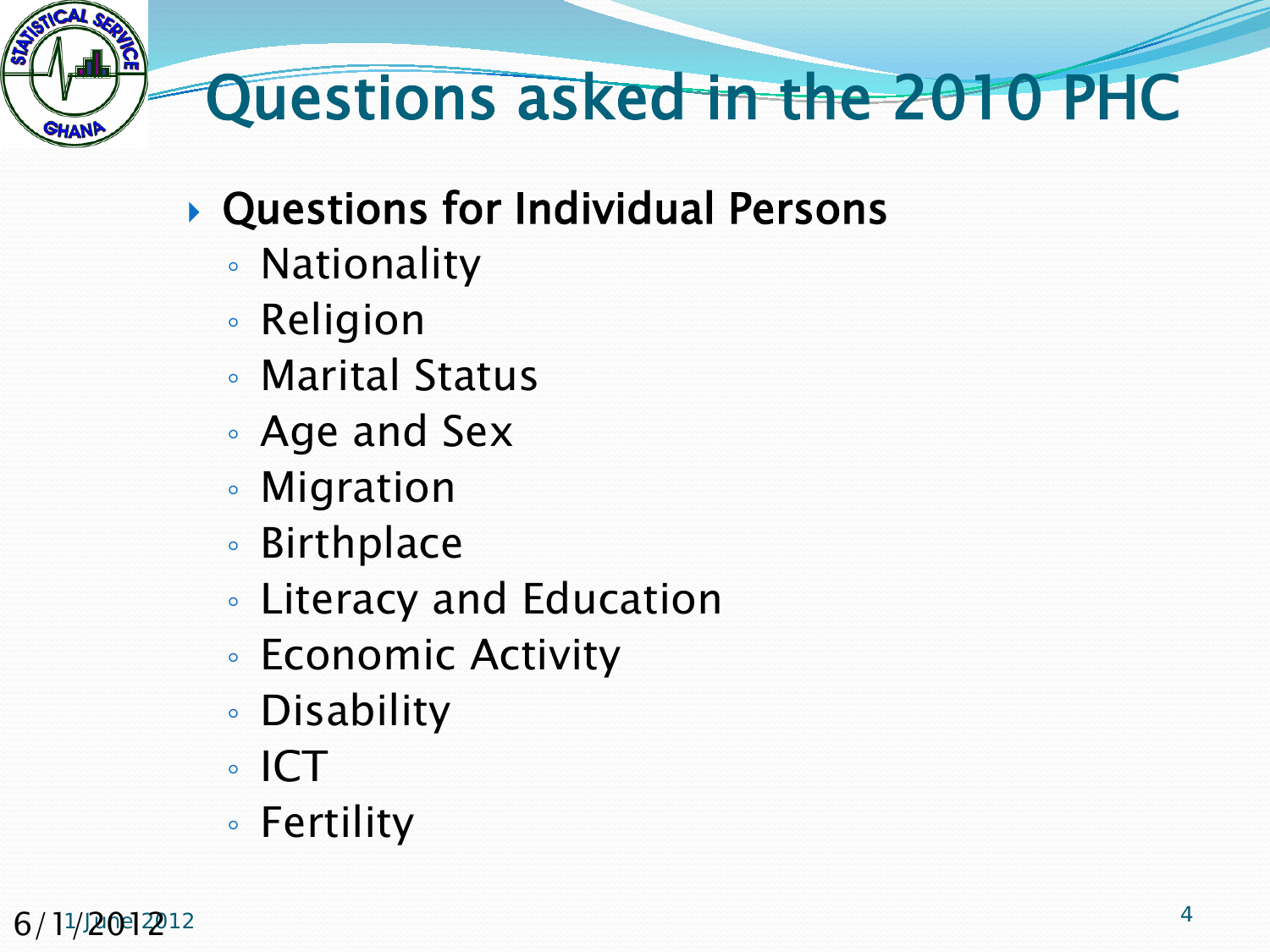# Questions asked in the 2010 PHC

- **Questions for Individual Persons**
  - Nationality
  - Religion
  - Marital Status
  - Age and Sex
  - Migration
  - Birthplace
  - Literacy and Education
  - Economic Activity
  - Disability
  - ICT
  - Fertility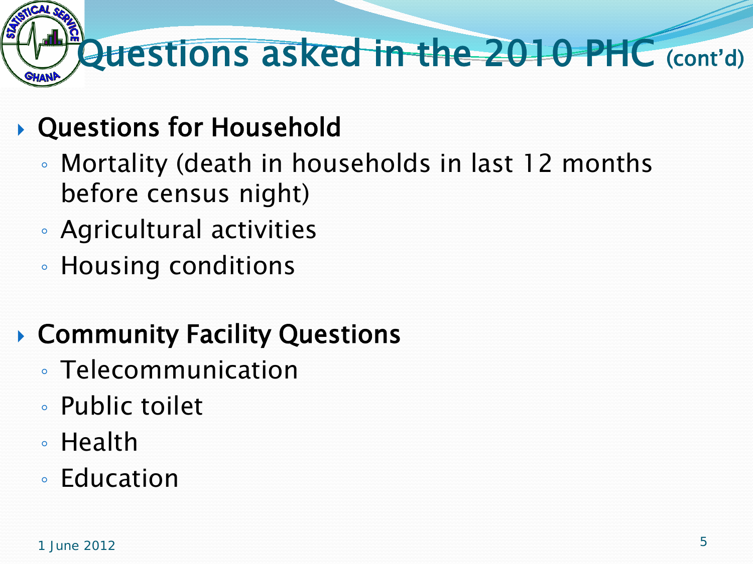# Questions asked in the 2010 PHC (cont'd)

- **Questions for Household**
  - Mortality (death in households in last 12 months before census night)
  - Agricultural activities
  - Housing conditions

- **Community Facility Questions**
  - Telecommunication
  - Public toilet
  - Health
  - Education

1 June 2012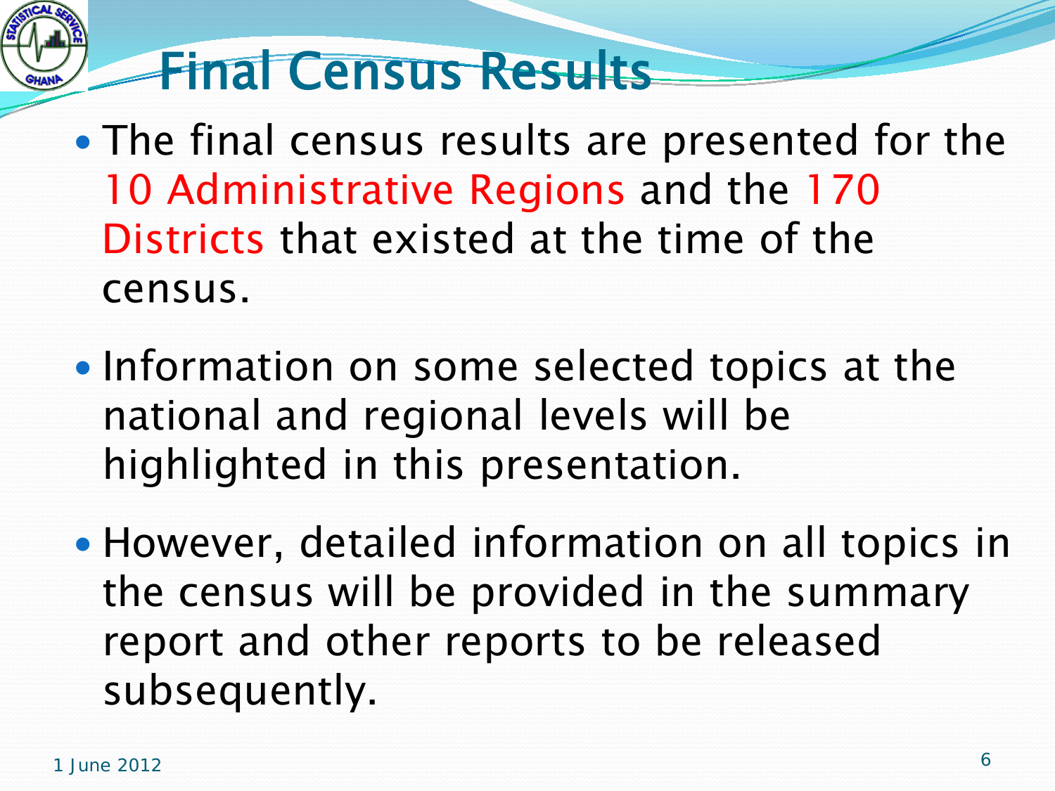# Final Census Results

- The final census results are presented for the 10 Administrative Regions and the 170 Districts that existed at the time of the census.
- Information on some selected topics at the national and regional levels will be highlighted in this presentation.
- However, detailed information on all topics in the census will be provided in the summary report and other reports to be released subsequently.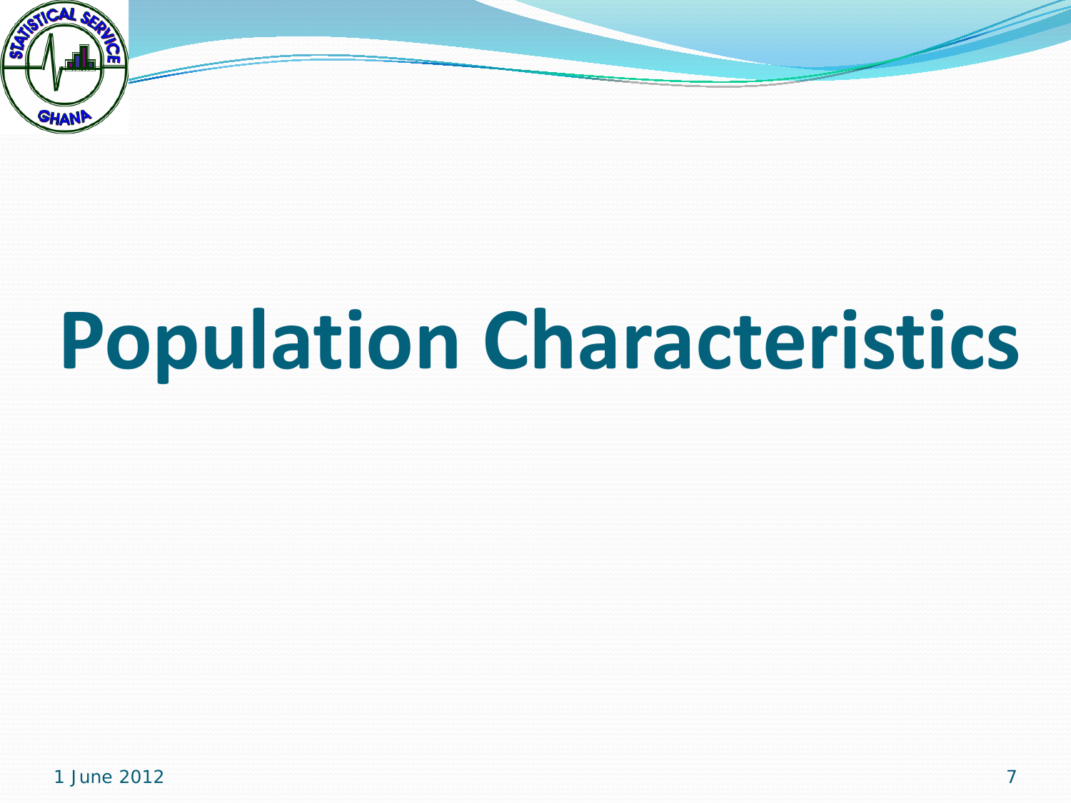# Population Characteristics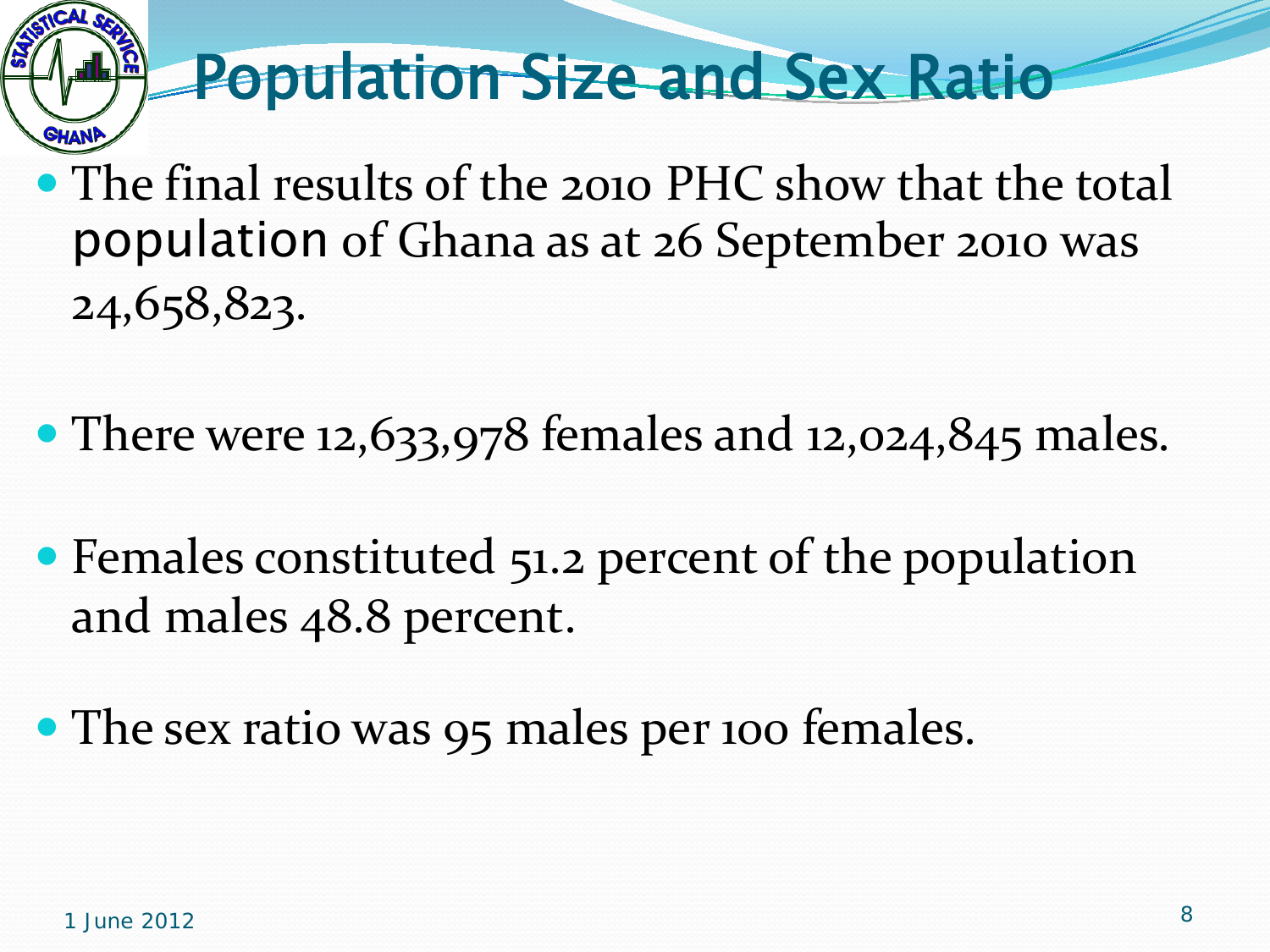# Population Size and Sex Ratio

- The final results of the 2010 PHC show that the total population of Ghana as at 26 September 2010 was 24,658,823.
- There were 12,633,978 females and 12,024,845 males.
- Females constituted 51.2 percent of the population and males 48.8 percent.
- The sex ratio was 95 males per 100 females.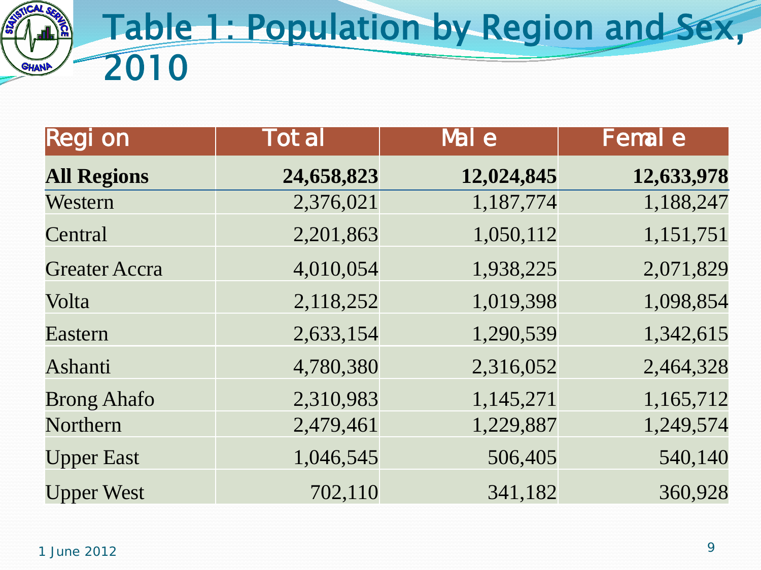# Table 1: Population by Region and Sex, 2010

| Region | Total | Male | Female |
|---|---:|---:|---:|
| **All Regions** | **24,658,823** | **12,024,845** | **12,633,978** |
| Western | 2,376,021 | 1,187,774 | 1,188,247 |
| Central | 2,201,863 | 1,050,112 | 1,151,751 |
| Greater Accra | 4,010,054 | 1,938,225 | 2,071,829 |
| Volta | 2,118,252 | 1,019,398 | 1,098,854 |
| Eastern | 2,633,154 | 1,290,539 | 1,342,615 |
| Ashanti | 4,780,380 | 2,316,052 | 2,464,328 |
| Brong Ahafo | 2,310,983 | 1,145,271 | 1,165,712 |
| Northern | 2,479,461 | 1,229,887 | 1,249,574 |
| Upper East | 1,046,545 | 506,405 | 540,140 |
| Upper West | 702,110 | 341,182 | 360,928 |

1 June 2012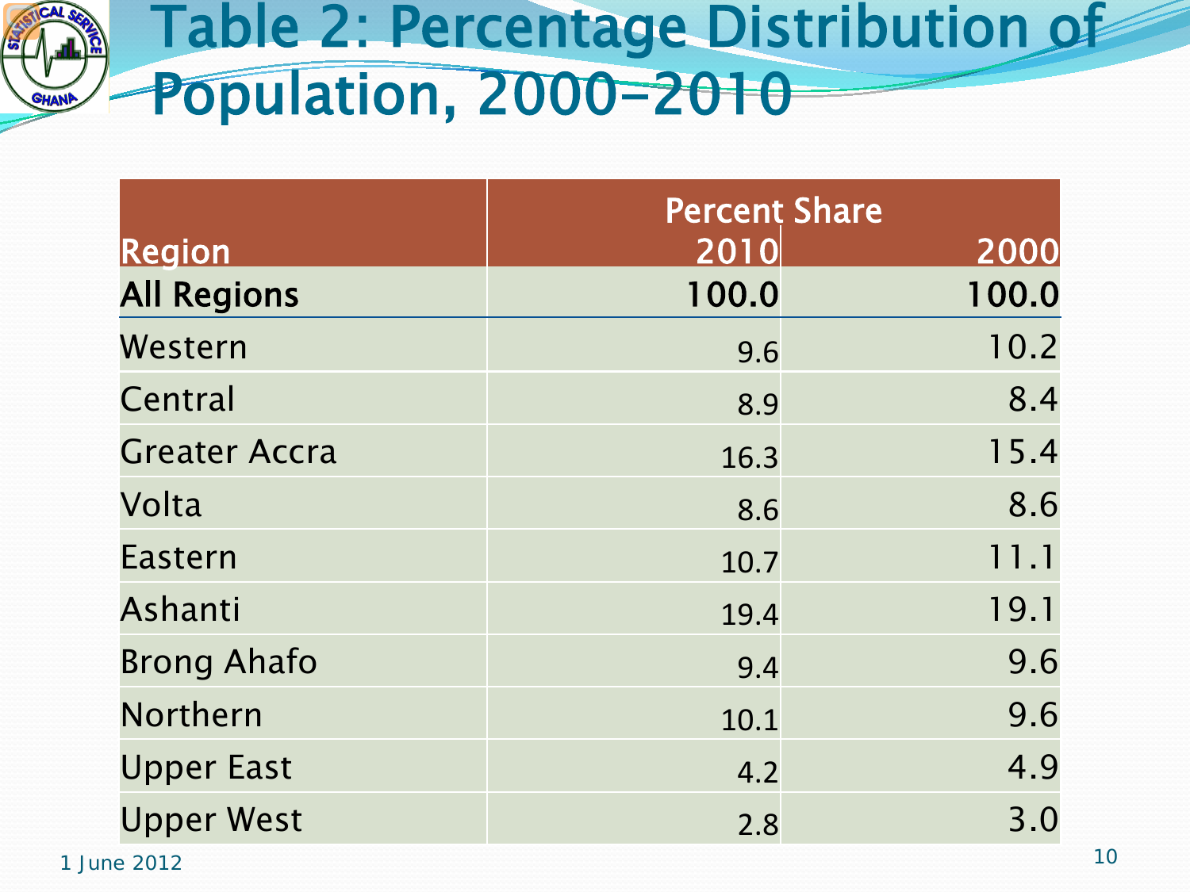# Table 2: Percentage Distribution of Population, 2000–2010

| Region | Percent Share | |
|---|---|---|
| | 2010 | 2000 |
| **All Regions** | **100.0** | **100.0** |
| Western | 9.6 | 10.2 |
| Central | 8.9 | 8.4 |
| Greater Accra | 16.3 | 15.4 |
| Volta | 8.6 | 8.6 |
| Eastern | 10.7 | 11.1 |
| Ashanti | 19.4 | 19.1 |
| Brong Ahafo | 9.4 | 9.6 |
| Northern | 10.1 | 9.6 |
| Upper East | 4.2 | 4.9 |
| Upper West | 2.8 | 3.0 |

1 June 2012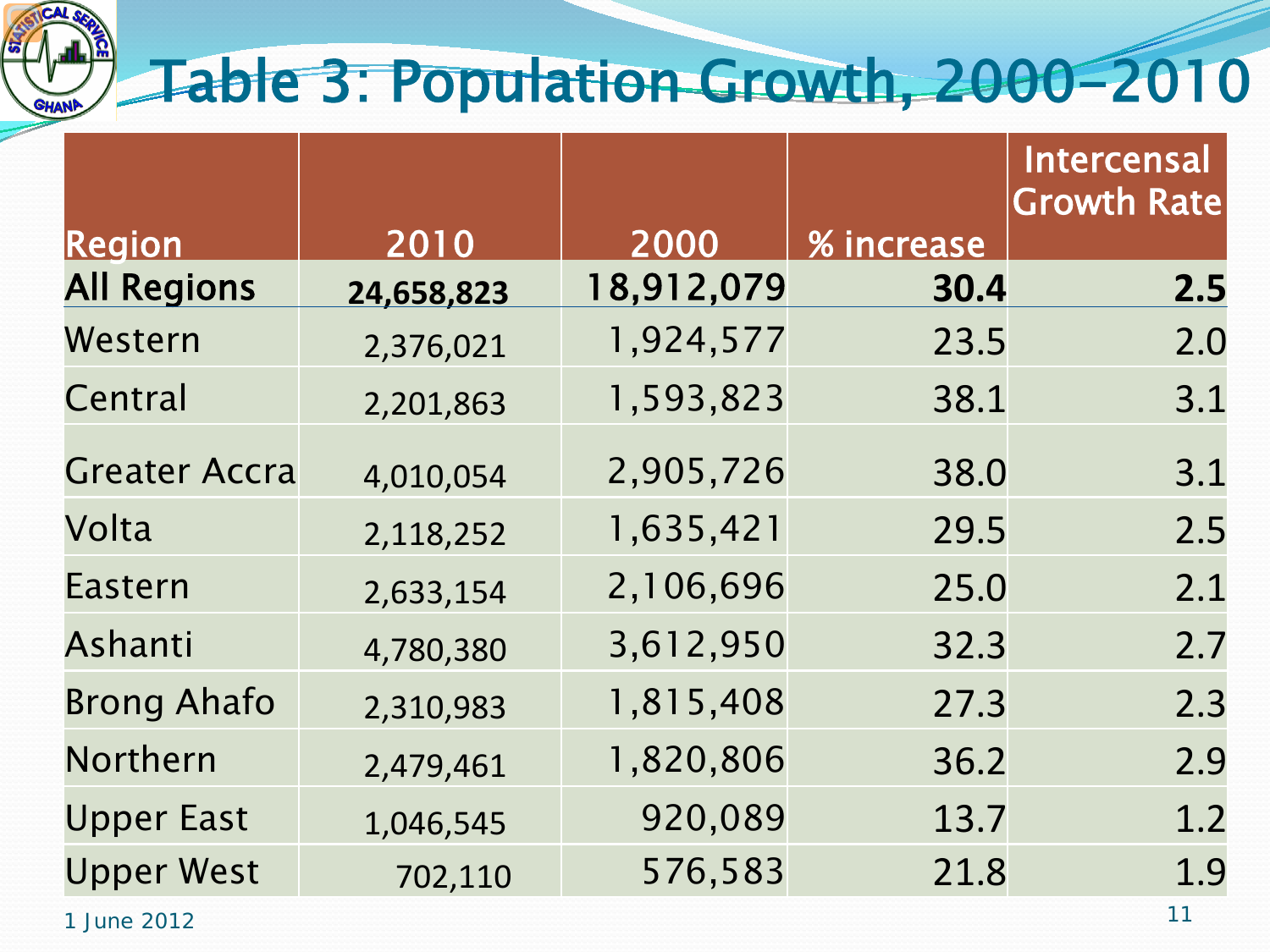# Table 3: Population Growth, 2000-2010

| Region | 2010 | 2000 | % increase | Intercensal Growth Rate |
|---|---|---|---|---|
| **All Regions** | **24,658,823** | 18,912,079 | **30.4** | **2.5** |
| Western | 2,376,021 | 1,924,577 | 23.5 | 2.0 |
| Central | 2,201,863 | 1,593,823 | 38.1 | 3.1 |
| Greater Accra | 4,010,054 | 2,905,726 | 38.0 | 3.1 |
| Volta | 2,118,252 | 1,635,421 | 29.5 | 2.5 |
| Eastern | 2,633,154 | 2,106,696 | 25.0 | 2.1 |
| Ashanti | 4,780,380 | 3,612,950 | 32.3 | 2.7 |
| Brong Ahafo | 2,310,983 | 1,815,408 | 27.3 | 2.3 |
| Northern | 2,479,461 | 1,820,806 | 36.2 | 2.9 |
| Upper East | 1,046,545 | 920,089 | 13.7 | 1.2 |
| Upper West | 702,110 | 576,583 | 21.8 | 1.9 |

1 June 2012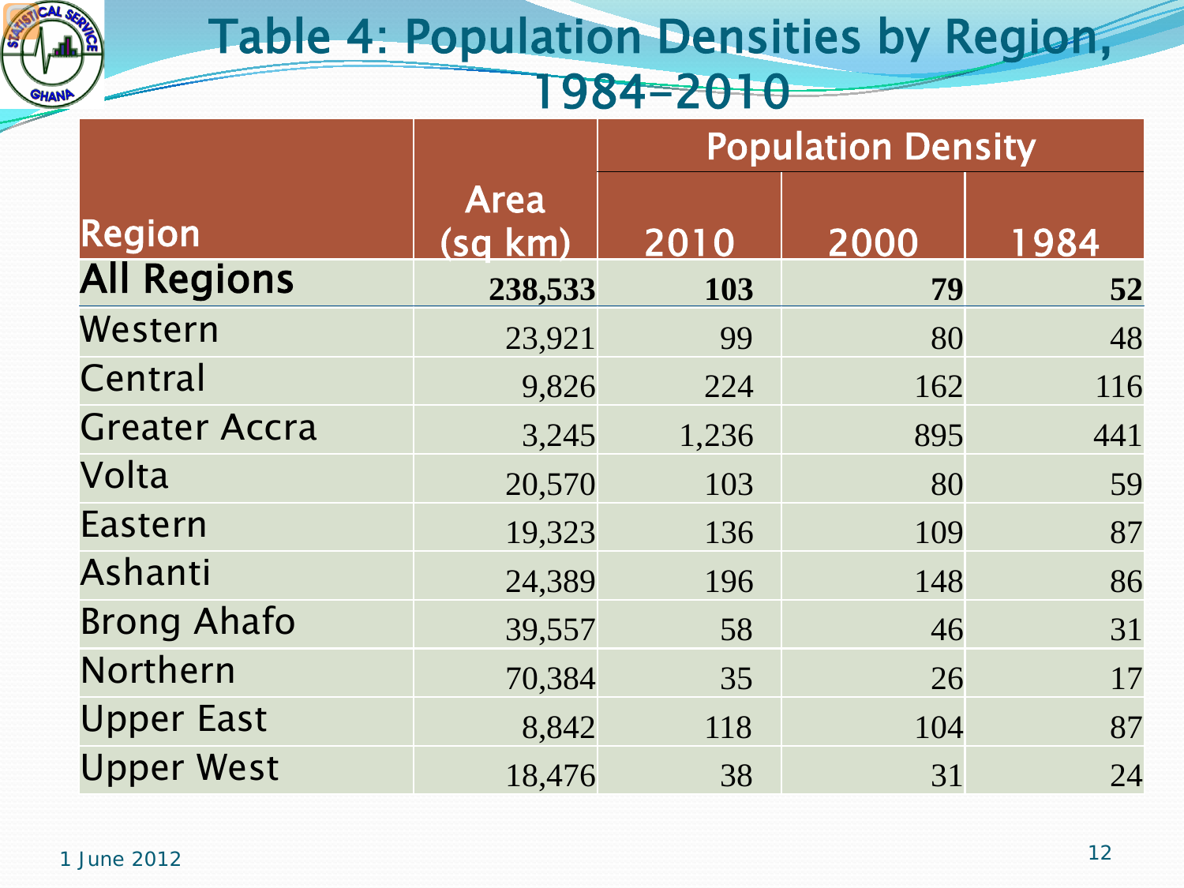# Table 4: Population Densities by Region, 1984-2010

| Region | Area (sq km) | Population Density | | |
|---|---|---|---|---|
| | | 2010 | 2000 | 1984 |
| **All Regions** | **238,533** | **103** | **79** | **52** |
| Western | 23,921 | 99 | 80 | 48 |
| Central | 9,826 | 224 | 162 | 116 |
| Greater Accra | 3,245 | 1,236 | 895 | 441 |
| Volta | 20,570 | 103 | 80 | 59 |
| Eastern | 19,323 | 136 | 109 | 87 |
| Ashanti | 24,389 | 196 | 148 | 86 |
| Brong Ahafo | 39,557 | 58 | 46 | 31 |
| Northern | 70,384 | 35 | 26 | 17 |
| Upper East | 8,842 | 118 | 104 | 87 |
| Upper West | 18,476 | 38 | 31 | 24 |

1 June 2012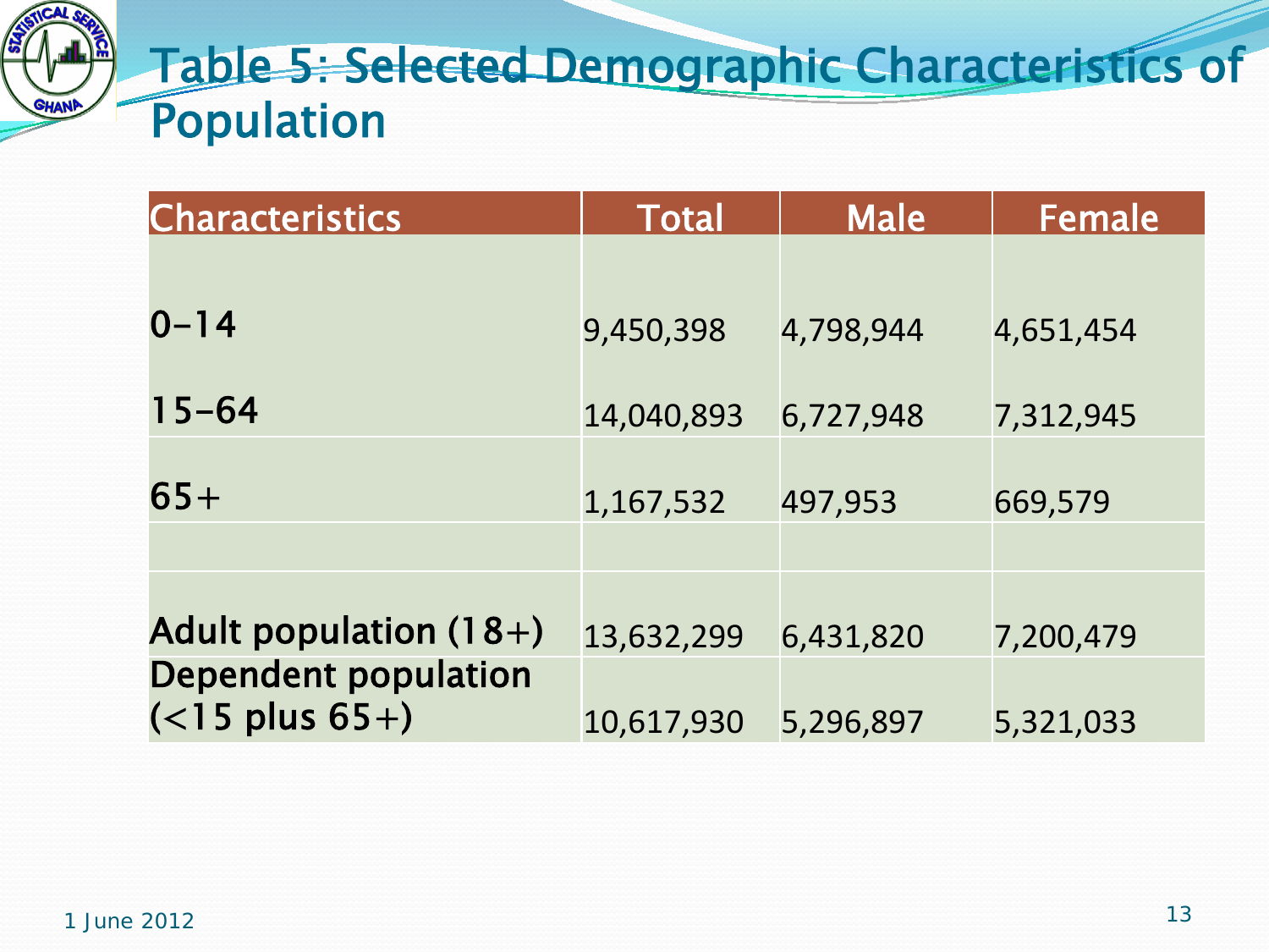# Table 5: Selected Demographic Characteristics of Population

| Characteristics | Total | Male | Female |
|---|---|---|---|
| 0-14 | 9,450,398 | 4,798,944 | 4,651,454 |
| 15-64 | 14,040,893 | 6,727,948 | 7,312,945 |
| 65+ | 1,167,532 | 497,953 | 669,579 |
| | | | |
| **Adult population (18+)** | 13,632,299 | 6,431,820 | 7,200,479 |
| **Dependent population (<15 plus 65+)** | 10,617,930 | 5,296,897 | 5,321,033 |

1 June 2012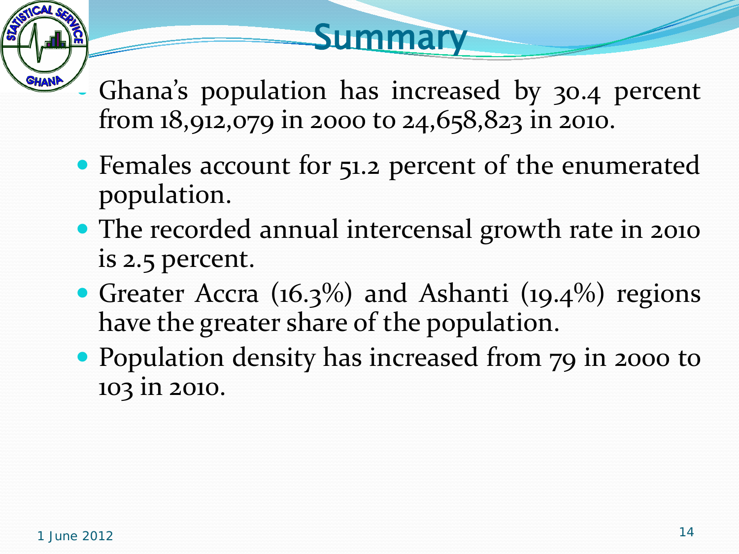# Summary

- Ghana's population has increased by 30.4 percent from 18,912,079 in 2000 to 24,658,823 in 2010.
- Females account for 51.2 percent of the enumerated population.
- The recorded annual intercensal growth rate in 2010 is 2.5 percent.
- Greater Accra (16.3%) and Ashanti (19.4%) regions have the greater share of the population.
- Population density has increased from 79 in 2000 to 103 in 2010.

1 June 2012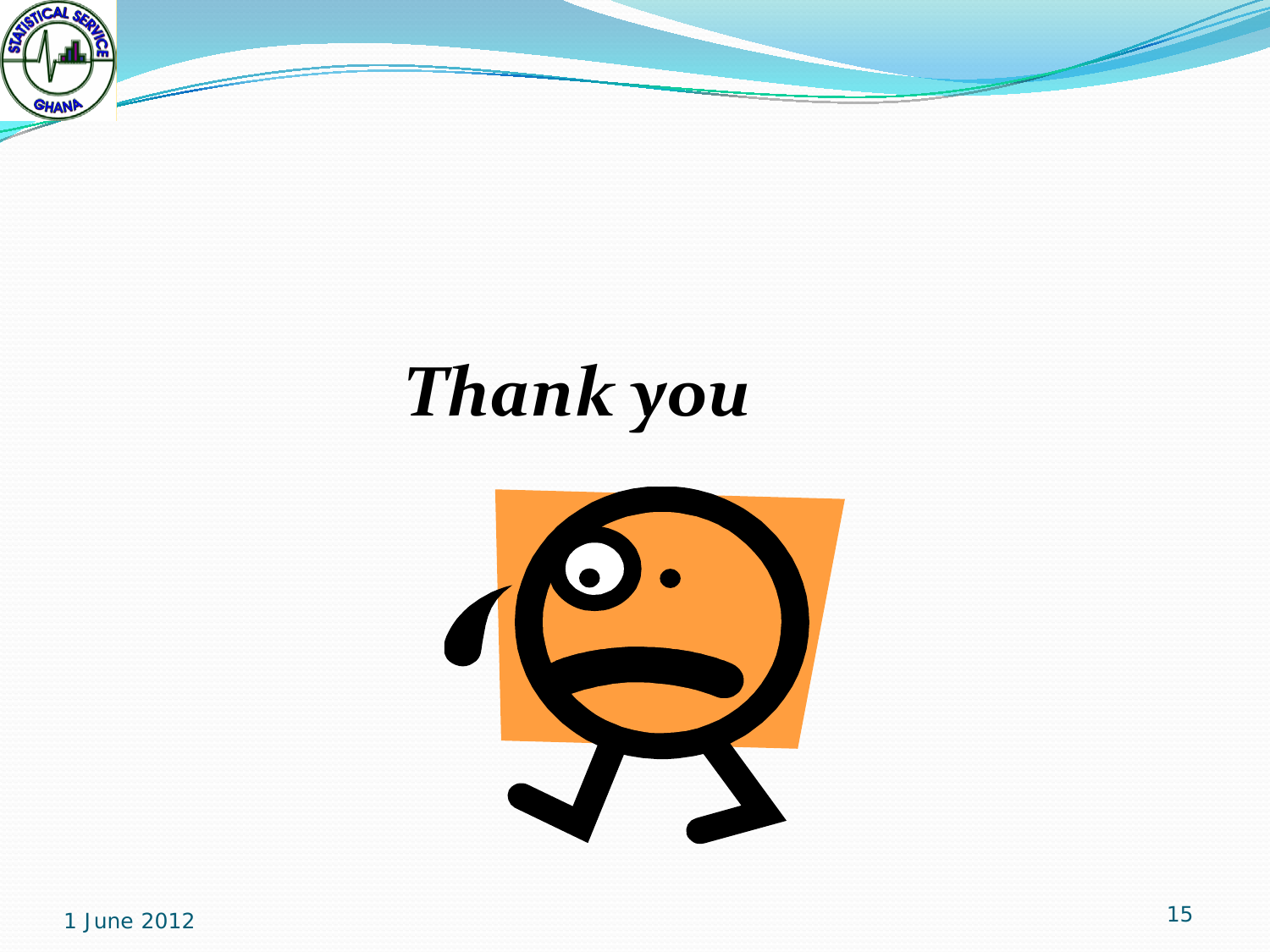*Thank you*